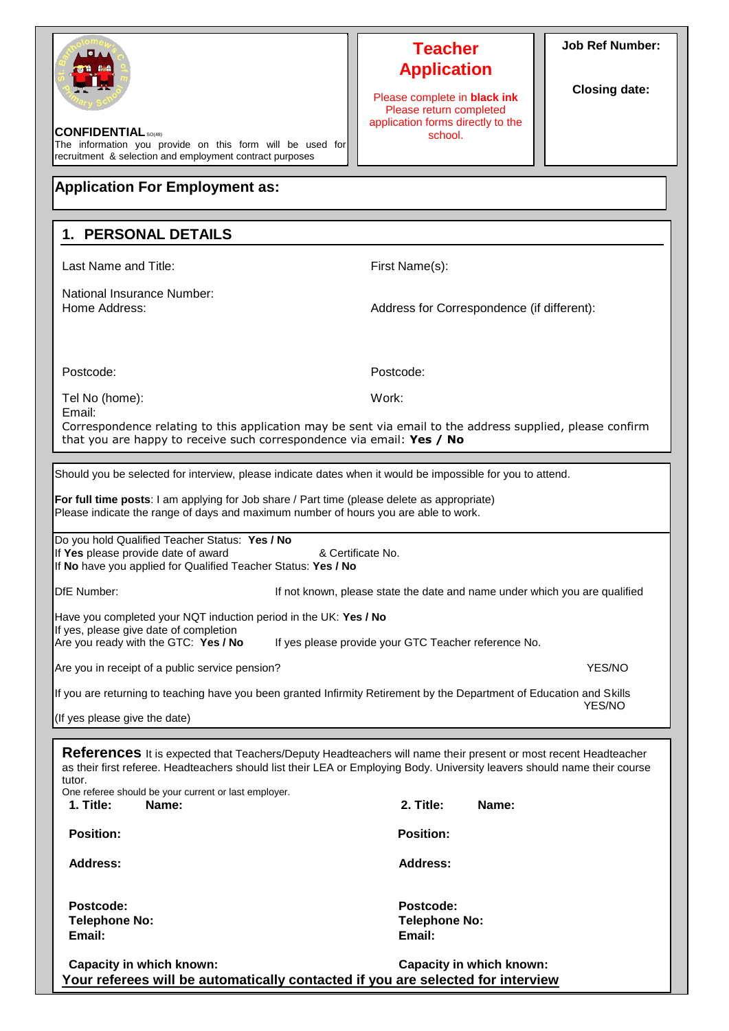**CONFIDENTIAL** SO(48)

The information you provide on this form will be used for recruitment & selection and employment contract purposes

# Teacher Application

Please complete in **black ink**
Please return completed application forms directly to the school.

**Job Ref Number:**

**Closing date:**

## Application For Employment as:

## 1. PERSONAL DETAILS

Last Name and Title:

First Name(s):

National Insurance Number:

Home Address:

Address for Correspondence (if different):

Postcode:

Postcode:

Tel No (home):

Work:

Email:

Correspondence relating to this application may be sent via email to the address supplied, please confirm that you are happy to receive such correspondence via email: **Yes / No**

Should you be selected for interview, please indicate dates when it would be impossible for you to attend.

**For full time posts**: I am applying for Job share / Part time (please delete as appropriate)
Please indicate the range of days and maximum number of hours you are able to work.

Do you hold Qualified Teacher Status: **Yes / No**
If **Yes** please provide date of award & Certificate No.
If **No** have you applied for Qualified Teacher Status: **Yes / No**

DfE Number: If not known, please state the date and name under which you are qualified

Have you completed your NQT induction period in the UK: **Yes / No**
If yes, please give date of completion
Are you ready with the GTC: **Yes / No** If yes please provide your GTC Teacher reference No.

Are you in receipt of a public service pension? YES/NO

If you are returning to teaching have you been granted Infirmity Retirement by the Department of Education and Skills YES/NO

(If yes please give the date)

**References** It is expected that Teachers/Deputy Headteachers will name their present or most recent Headteacher as their first referee. Headteachers should list their LEA or Employing Body. University leavers should name their course tutor.

One referee should be your current or last employer.

**1. Title: Name:**

**Position:**

**Address:**

**Postcode:**
**Telephone No:**
**Email:**

**Capacity in which known:**

**2. Title: Name:**

**Position:**

**Address:**

**Postcode:**
**Telephone No:**
**Email:**

**Capacity in which known:**

**Your referees will be automatically contacted if you are selected for interview**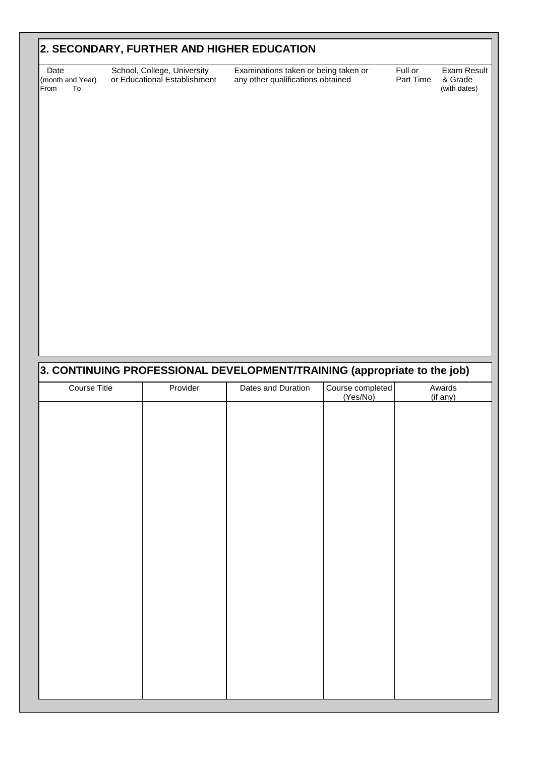## 2. SECONDARY, FURTHER AND HIGHER EDUCATION

| Date (month and Year) From To | School, College, University or Educational Establishment | Examinations taken or being taken or any other qualifications obtained | Full or Part Time | Exam Result & Grade (with dates) |
|---|---|---|---|---|
| | | | | |

## 3. CONTINUING PROFESSIONAL DEVELOPMENT/TRAINING (appropriate to the job)

| Course Title | Provider | Dates and Duration | Course completed (Yes/No) | Awards (if any) |
|---|---|---|---|---|
| | | | | |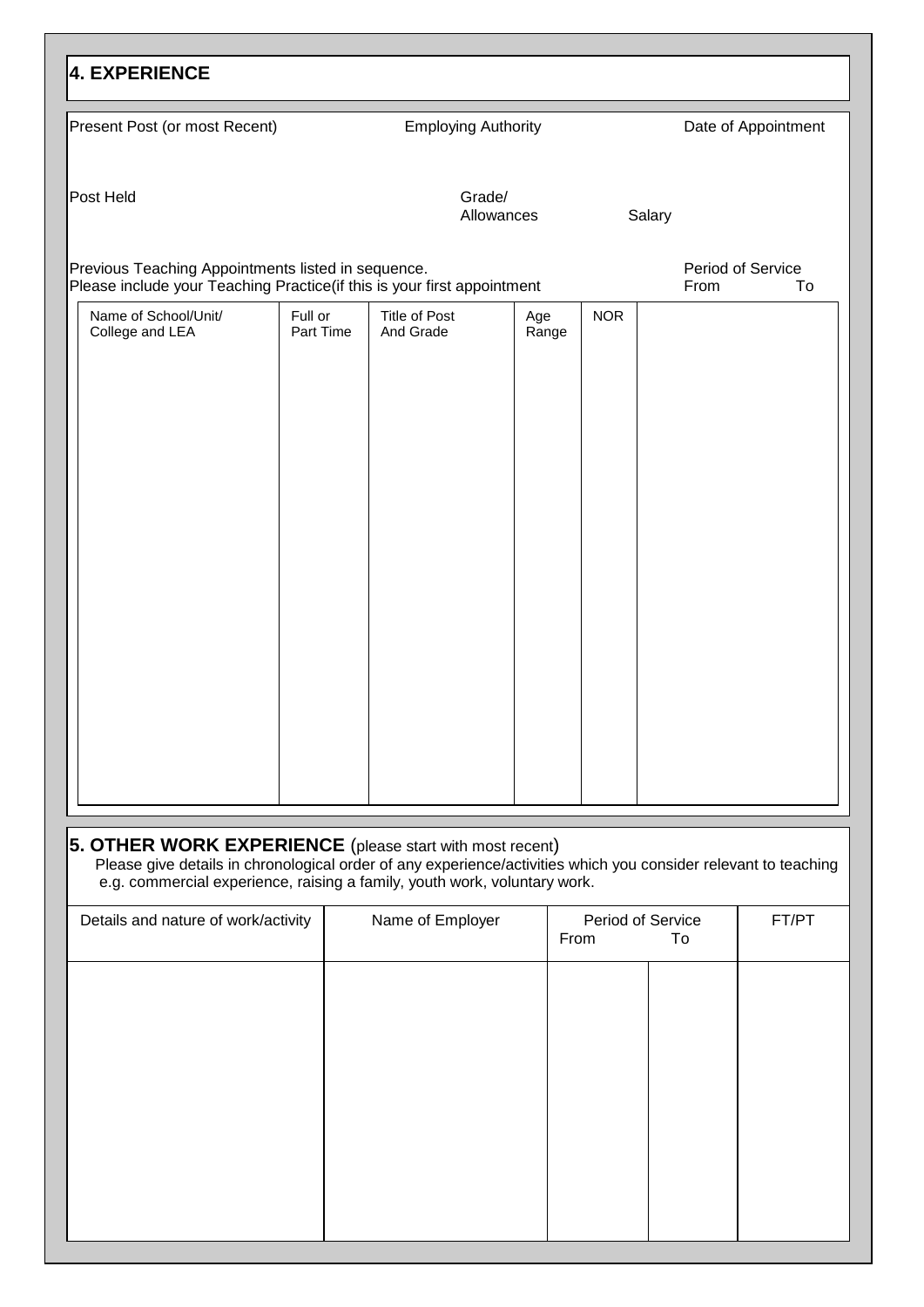## 4. EXPERIENCE

| Present Post (or most Recent) | Employing Authority | Date of Appointment |
|---|---|---|
| | | |

| Post Held | Grade/ Allowances | Salary |
|---|---|---|
| | | |

Previous Teaching Appointments listed in sequence.
Please include your Teaching Practice(if this is your first appointment

| Name of School/Unit/ College and LEA | Full or Part Time | Title of Post And Grade | Age Range | NOR | Period of Service From | To |
|---|---|---|---|---|---|---|
| | | | | | | |

## 5. OTHER WORK EXPERIENCE (please start with most recent)

Please give details in chronological order of any experience/activities which you consider relevant to teaching e.g. commercial experience, raising a family, youth work, voluntary work.

| Details and nature of work/activity | Name of Employer | Period of Service | | FT/PT |
|---|---|---|---|---|
| | | From | To | |
| | | | | |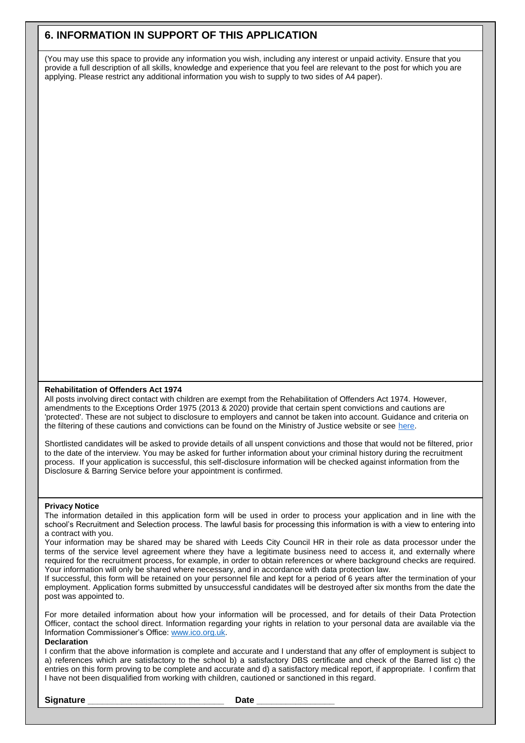## 6. INFORMATION IN SUPPORT OF THIS APPLICATION

(You may use this space to provide any information you wish, including any interest or unpaid activity. Ensure that you provide a full description of all skills, knowledge and experience that you feel are relevant to the post for which you are applying. Please restrict any additional information you wish to supply to two sides of A4 paper).

**Rehabilitation of Offenders Act 1974**

All posts involving direct contact with children are exempt from the Rehabilitation of Offenders Act 1974. However, amendments to the Exceptions Order 1975 (2013 & 2020) provide that certain spent convictions and cautions are 'protected'. These are not subject to disclosure to employers and cannot be taken into account. Guidance and criteria on the filtering of these cautions and convictions can be found on the Ministry of Justice website or see here.

Shortlisted candidates will be asked to provide details of all unspent convictions and those that would not be filtered, prior to the date of the interview. You may be asked for further information about your criminal history during the recruitment process. If your application is successful, this self-disclosure information will be checked against information from the Disclosure & Barring Service before your appointment is confirmed.

**Privacy Notice**

The information detailed in this application form will be used in order to process your application and in line with the school's Recruitment and Selection process. The lawful basis for processing this information is with a view to entering into a contract with you.

Your information may be shared may be shared with Leeds City Council HR in their role as data processor under the terms of the service level agreement where they have a legitimate business need to access it, and externally where required for the recruitment process, for example, in order to obtain references or where background checks are required. Your information will only be shared where necessary, and in accordance with data protection law.

If successful, this form will be retained on your personnel file and kept for a period of 6 years after the termination of your employment. Application forms submitted by unsuccessful candidates will be destroyed after six months from the date the post was appointed to.

For more detailed information about how your information will be processed, and for details of their Data Protection Officer, contact the school direct. Information regarding your rights in relation to your personal data are available via the Information Commissioner's Office: www.ico.org.uk.

**Declaration**

I confirm that the above information is complete and accurate and I understand that any offer of employment is subject to a) references which are satisfactory to the school b) a satisfactory DBS certificate and check of the Barred list c) the entries on this form proving to be complete and accurate and d) a satisfactory medical report, if appropriate. I confirm that I have not been disqualified from working with children, cautioned or sanctioned in this regard.

**Signature** ___________________________ **Date** _______________